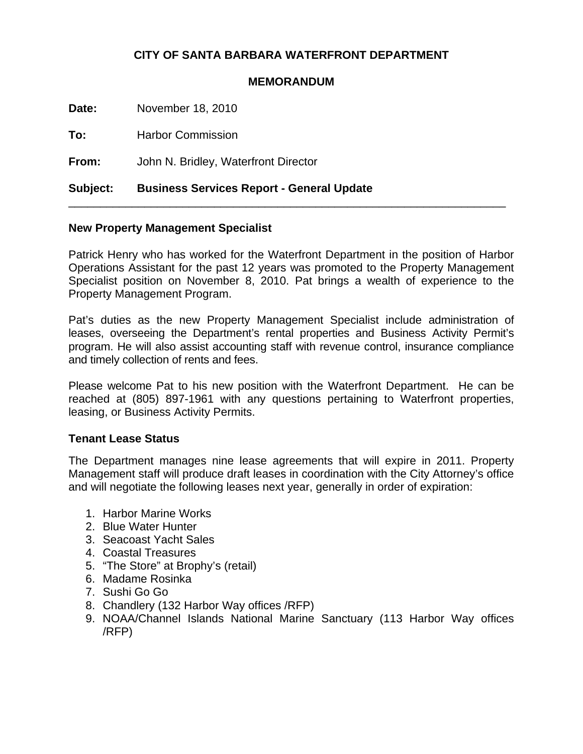**CITY OF SANTA BARBARA WATERFRONT DEPARTMENT**

**MEMORANDUM**

**Date:** November 18, 2010

**To:** Harbor Commission

**From:** John N. Bridley, Waterfront Director

**Subject:** **Business Services Report - General Update**

---

### New Property Management Specialist

Patrick Henry who has worked for the Waterfront Department in the position of Harbor Operations Assistant for the past 12 years was promoted to the Property Management Specialist position on November 8, 2010. Pat brings a wealth of experience to the Property Management Program.

Pat's duties as the new Property Management Specialist include administration of leases, overseeing the Department's rental properties and Business Activity Permit's program. He will also assist accounting staff with revenue control, insurance compliance and timely collection of rents and fees.

Please welcome Pat to his new position with the Waterfront Department. He can be reached at (805) 897-1961 with any questions pertaining to Waterfront properties, leasing, or Business Activity Permits.

### Tenant Lease Status

The Department manages nine lease agreements that will expire in 2011. Property Management staff will produce draft leases in coordination with the City Attorney's office and will negotiate the following leases next year, generally in order of expiration:

1. Harbor Marine Works
2. Blue Water Hunter
3. Seacoast Yacht Sales
4. Coastal Treasures
5. "The Store" at Brophy's (retail)
6. Madame Rosinka
7. Sushi Go Go
8. Chandlery (132 Harbor Way offices /RFP)
9. NOAA/Channel Islands National Marine Sanctuary (113 Harbor Way offices /RFP)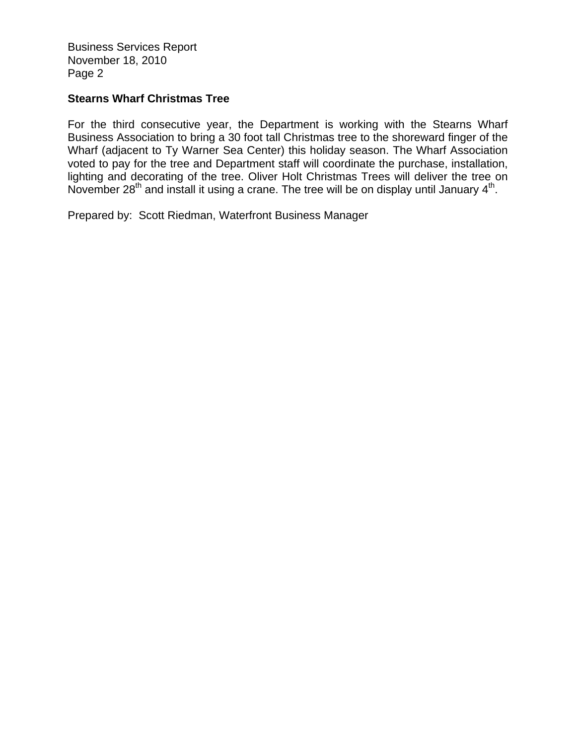## Stearns Wharf Christmas Tree

For the third consecutive year, the Department is working with the Stearns Wharf Business Association to bring a 30 foot tall Christmas tree to the shoreward finger of the Wharf (adjacent to Ty Warner Sea Center) this holiday season. The Wharf Association voted to pay for the tree and Department staff will coordinate the purchase, installation, lighting and decorating of the tree. Oliver Holt Christmas Trees will deliver the tree on November 28th and install it using a crane. The tree will be on display until January 4th.

Prepared by: Scott Riedman, Waterfront Business Manager